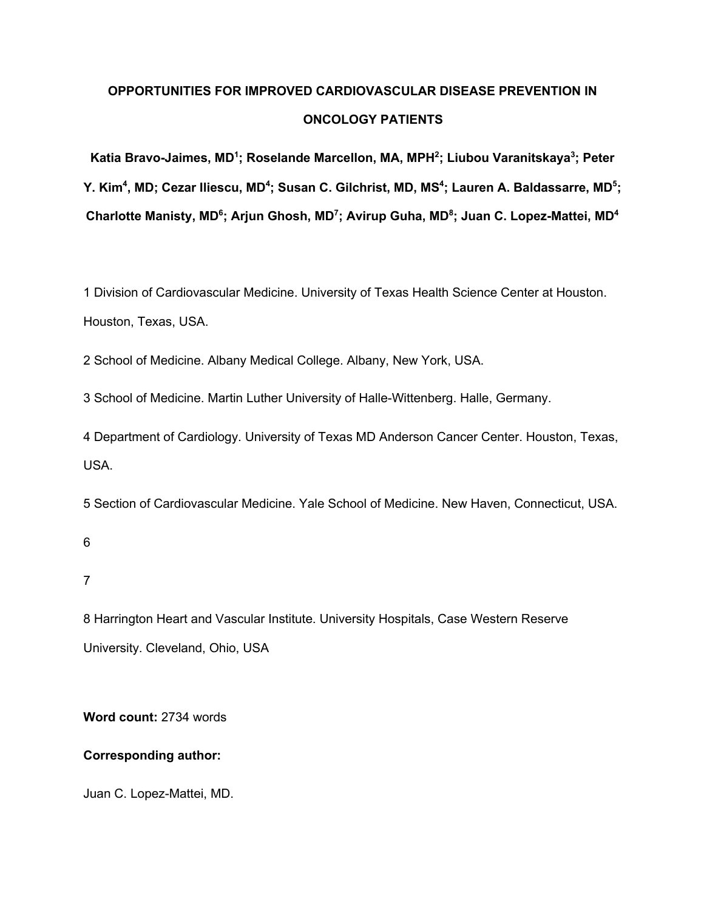# OPPORTUNITIES FOR IMPROVED CARDIOVASCULAR DISEASE PREVENTION IN ONCOLOGY PATIENTS

**Katia Bravo-Jaimes, MD[1]; Roselande Marcellon, MA, MPH[2]; Liubou Varanitskaya[3]; Peter Y. Kim[4], MD; Cezar Iliescu, MD[4]; Susan C. Gilchrist, MD, MS[4]; Lauren A. Baldassarre, MD[5]; Charlotte Manisty, MD[6]; Arjun Ghosh, MD[7]; Avirup Guha, MD[8]; Juan C. Lopez-Mattei, MD[4]**

1 Division of Cardiovascular Medicine. University of Texas Health Science Center at Houston. Houston, Texas, USA.

2 School of Medicine. Albany Medical College. Albany, New York, USA.

3 School of Medicine. Martin Luther University of Halle-Wittenberg. Halle, Germany.

4 Department of Cardiology. University of Texas MD Anderson Cancer Center. Houston, Texas, USA.

5 Section of Cardiovascular Medicine. Yale School of Medicine. New Haven, Connecticut, USA.

6

7

8 Harrington Heart and Vascular Institute. University Hospitals, Case Western Reserve University. Cleveland, Ohio, USA

**Word count:** 2734 words

**Corresponding author:**

Juan C. Lopez-Mattei, MD.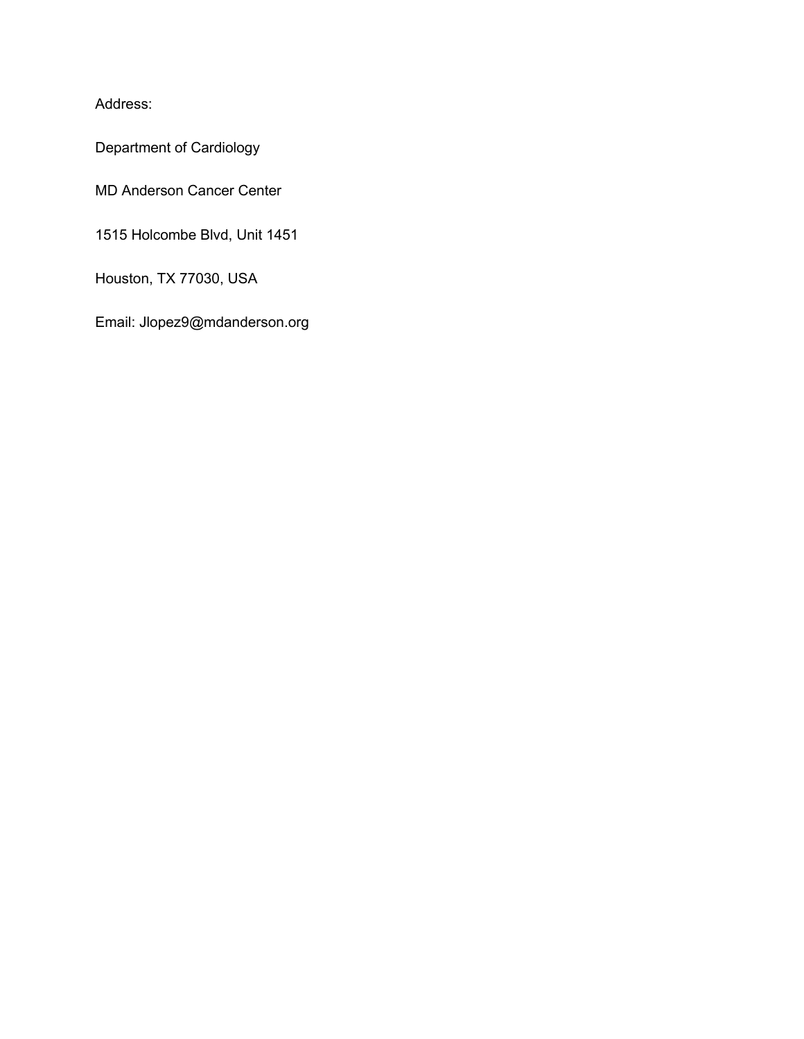Address:

Department of Cardiology

MD Anderson Cancer Center

1515 Holcombe Blvd, Unit 1451

Houston, TX 77030, USA

Email: Jlopez9@mdanderson.org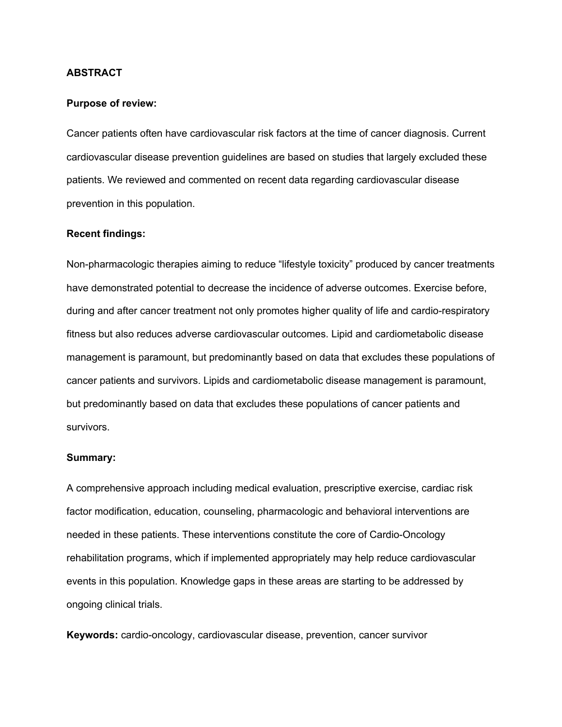## ABSTRACT

**Purpose of review:**

Cancer patients often have cardiovascular risk factors at the time of cancer diagnosis. Current cardiovascular disease prevention guidelines are based on studies that largely excluded these patients. We reviewed and commented on recent data regarding cardiovascular disease prevention in this population.

**Recent findings:**

Non-pharmacologic therapies aiming to reduce "lifestyle toxicity" produced by cancer treatments have demonstrated potential to decrease the incidence of adverse outcomes. Exercise before, during and after cancer treatment not only promotes higher quality of life and cardio-respiratory fitness but also reduces adverse cardiovascular outcomes. Lipid and cardiometabolic disease management is paramount, but predominantly based on data that excludes these populations of cancer patients and survivors. Lipids and cardiometabolic disease management is paramount, but predominantly based on data that excludes these populations of cancer patients and survivors.

**Summary:**

A comprehensive approach including medical evaluation, prescriptive exercise, cardiac risk factor modification, education, counseling, pharmacologic and behavioral interventions are needed in these patients. These interventions constitute the core of Cardio-Oncology rehabilitation programs, which if implemented appropriately may help reduce cardiovascular events in this population. Knowledge gaps in these areas are starting to be addressed by ongoing clinical trials.

**Keywords:** cardio-oncology, cardiovascular disease, prevention, cancer survivor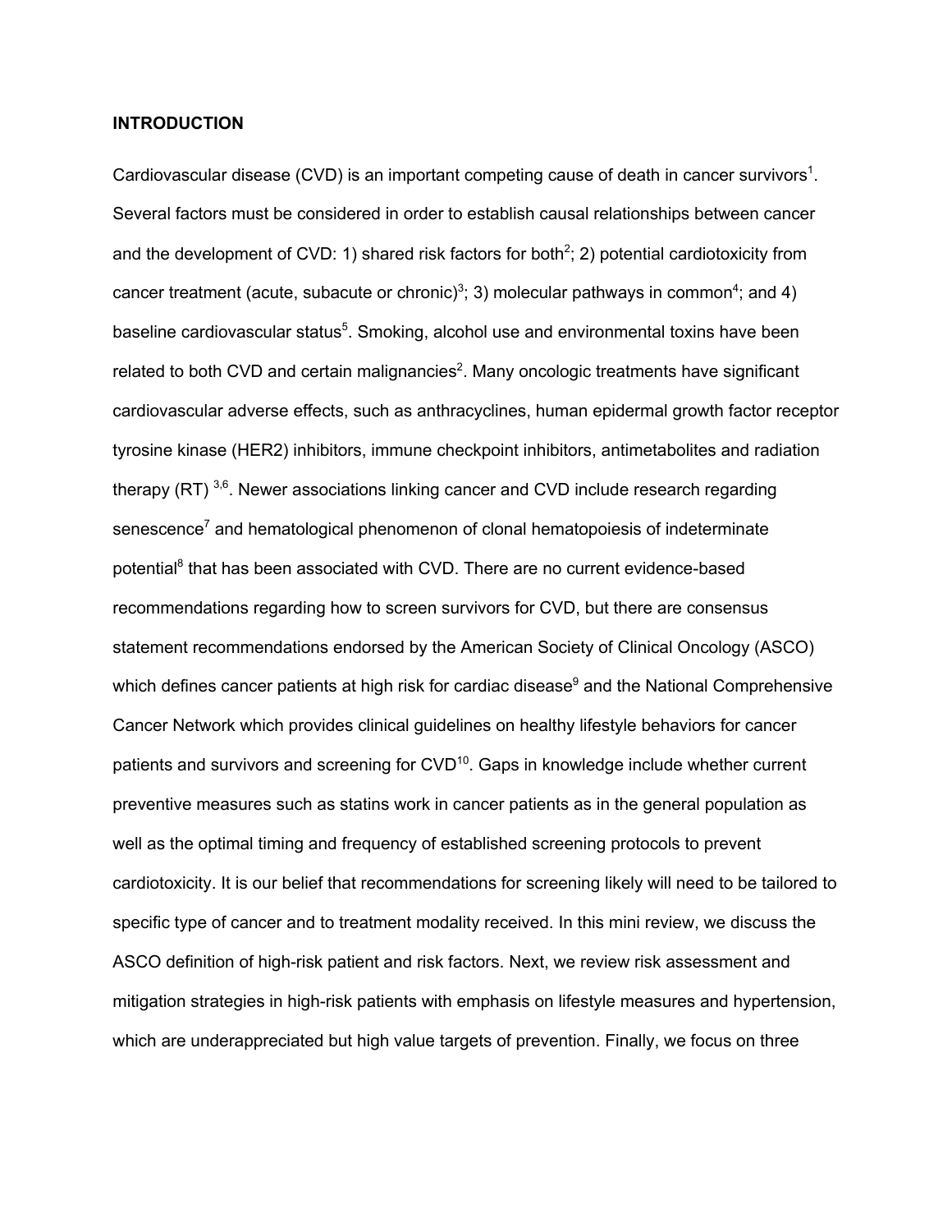## INTRODUCTION

Cardiovascular disease (CVD) is an important competing cause of death in cancer survivors[1]. Several factors must be considered in order to establish causal relationships between cancer and the development of CVD: 1) shared risk factors for both[2]; 2) potential cardiotoxicity from cancer treatment (acute, subacute or chronic)[3]; 3) molecular pathways in common[4]; and 4) baseline cardiovascular status[5]. Smoking, alcohol use and environmental toxins have been related to both CVD and certain malignancies[2]. Many oncologic treatments have significant cardiovascular adverse effects, such as anthracyclines, human epidermal growth factor receptor tyrosine kinase (HER2) inhibitors, immune checkpoint inhibitors, antimetabolites and radiation therapy (RT) [3,6]. Newer associations linking cancer and CVD include research regarding senescence[7] and hematological phenomenon of clonal hematopoiesis of indeterminate potential[8] that has been associated with CVD. There are no current evidence-based recommendations regarding how to screen survivors for CVD, but there are consensus statement recommendations endorsed by the American Society of Clinical Oncology (ASCO) which defines cancer patients at high risk for cardiac disease[9] and the National Comprehensive Cancer Network which provides clinical guidelines on healthy lifestyle behaviors for cancer patients and survivors and screening for CVD[10]. Gaps in knowledge include whether current preventive measures such as statins work in cancer patients as in the general population as well as the optimal timing and frequency of established screening protocols to prevent cardiotoxicity. It is our belief that recommendations for screening likely will need to be tailored to specific type of cancer and to treatment modality received. In this mini review, we discuss the ASCO definition of high-risk patient and risk factors. Next, we review risk assessment and mitigation strategies in high-risk patients with emphasis on lifestyle measures and hypertension, which are underappreciated but high value targets of prevention. Finally, we focus on three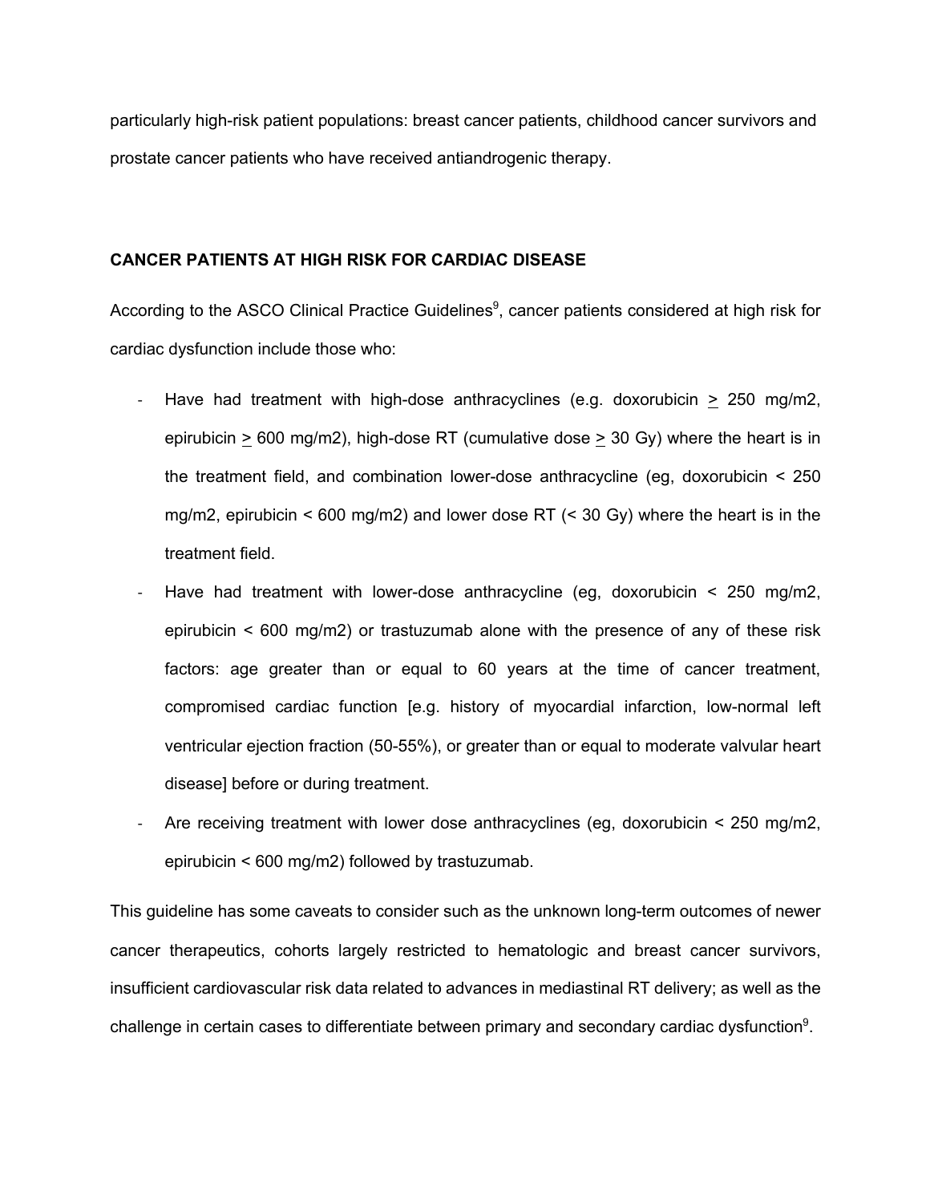particularly high-risk patient populations: breast cancer patients, childhood cancer survivors and prostate cancer patients who have received antiandrogenic therapy.

## CANCER PATIENTS AT HIGH RISK FOR CARDIAC DISEASE

According to the ASCO Clinical Practice Guidelines[9], cancer patients considered at high risk for cardiac dysfunction include those who:

- Have had treatment with high-dose anthracyclines (e.g. doxorubicin ≥ 250 mg/m2, epirubicin ≥ 600 mg/m2), high-dose RT (cumulative dose ≥ 30 Gy) where the heart is in the treatment field, and combination lower-dose anthracycline (eg, doxorubicin < 250 mg/m2, epirubicin < 600 mg/m2) and lower dose RT (< 30 Gy) where the heart is in the treatment field.
- Have had treatment with lower-dose anthracycline (eg, doxorubicin < 250 mg/m2, epirubicin < 600 mg/m2) or trastuzumab alone with the presence of any of these risk factors: age greater than or equal to 60 years at the time of cancer treatment, compromised cardiac function [e.g. history of myocardial infarction, low-normal left ventricular ejection fraction (50-55%), or greater than or equal to moderate valvular heart disease] before or during treatment.
- Are receiving treatment with lower dose anthracyclines (eg, doxorubicin < 250 mg/m2, epirubicin < 600 mg/m2) followed by trastuzumab.

This guideline has some caveats to consider such as the unknown long-term outcomes of newer cancer therapeutics, cohorts largely restricted to hematologic and breast cancer survivors, insufficient cardiovascular risk data related to advances in mediastinal RT delivery; as well as the challenge in certain cases to differentiate between primary and secondary cardiac dysfunction[9].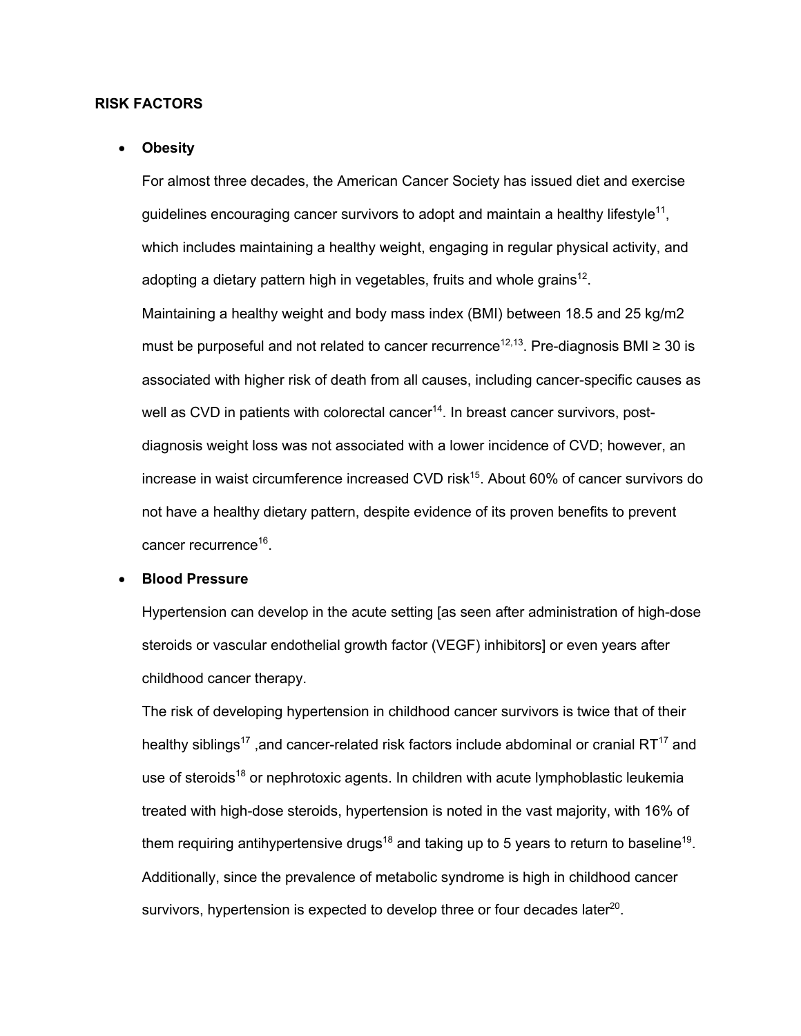## RISK FACTORS

- **Obesity**

  For almost three decades, the American Cancer Society has issued diet and exercise guidelines encouraging cancer survivors to adopt and maintain a healthy lifestyle[11], which includes maintaining a healthy weight, engaging in regular physical activity, and adopting a dietary pattern high in vegetables, fruits and whole grains[12].

  Maintaining a healthy weight and body mass index (BMI) between 18.5 and 25 kg/m2 must be purposeful and not related to cancer recurrence[12,13]. Pre-diagnosis BMI ≥ 30 is associated with higher risk of death from all causes, including cancer-specific causes as well as CVD in patients with colorectal cancer[14]. In breast cancer survivors, post-diagnosis weight loss was not associated with a lower incidence of CVD; however, an increase in waist circumference increased CVD risk[15]. About 60% of cancer survivors do not have a healthy dietary pattern, despite evidence of its proven benefits to prevent cancer recurrence[16].

- **Blood Pressure**

  Hypertension can develop in the acute setting [as seen after administration of high-dose steroids or vascular endothelial growth factor (VEGF) inhibitors] or even years after childhood cancer therapy.

  The risk of developing hypertension in childhood cancer survivors is twice that of their healthy siblings[17] ,and cancer-related risk factors include abdominal or cranial RT[17] and use of steroids[18] or nephrotoxic agents. In children with acute lymphoblastic leukemia treated with high-dose steroids, hypertension is noted in the vast majority, with 16% of them requiring antihypertensive drugs[18] and taking up to 5 years to return to baseline[19]. Additionally, since the prevalence of metabolic syndrome is high in childhood cancer survivors, hypertension is expected to develop three or four decades later[20].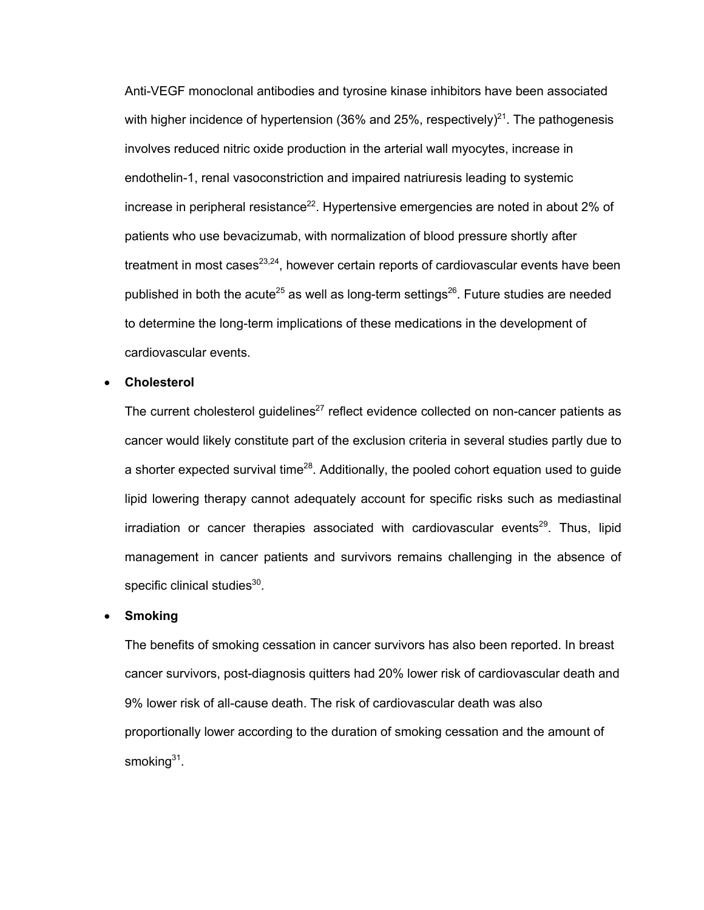Anti-VEGF monoclonal antibodies and tyrosine kinase inhibitors have been associated with higher incidence of hypertension (36% and 25%, respectively)[21]. The pathogenesis involves reduced nitric oxide production in the arterial wall myocytes, increase in endothelin-1, renal vasoconstriction and impaired natriuresis leading to systemic increase in peripheral resistance[22]. Hypertensive emergencies are noted in about 2% of patients who use bevacizumab, with normalization of blood pressure shortly after treatment in most cases[23,24], however certain reports of cardiovascular events have been published in both the acute[25] as well as long-term settings[26]. Future studies are needed to determine the long-term implications of these medications in the development of cardiovascular events.

- **Cholesterol**

  The current cholesterol guidelines[27] reflect evidence collected on non-cancer patients as cancer would likely constitute part of the exclusion criteria in several studies partly due to a shorter expected survival time[28]. Additionally, the pooled cohort equation used to guide lipid lowering therapy cannot adequately account for specific risks such as mediastinal irradiation or cancer therapies associated with cardiovascular events[29]. Thus, lipid management in cancer patients and survivors remains challenging in the absence of specific clinical studies[30].

- **Smoking**

  The benefits of smoking cessation in cancer survivors has also been reported. In breast cancer survivors, post-diagnosis quitters had 20% lower risk of cardiovascular death and 9% lower risk of all-cause death. The risk of cardiovascular death was also proportionally lower according to the duration of smoking cessation and the amount of smoking[31].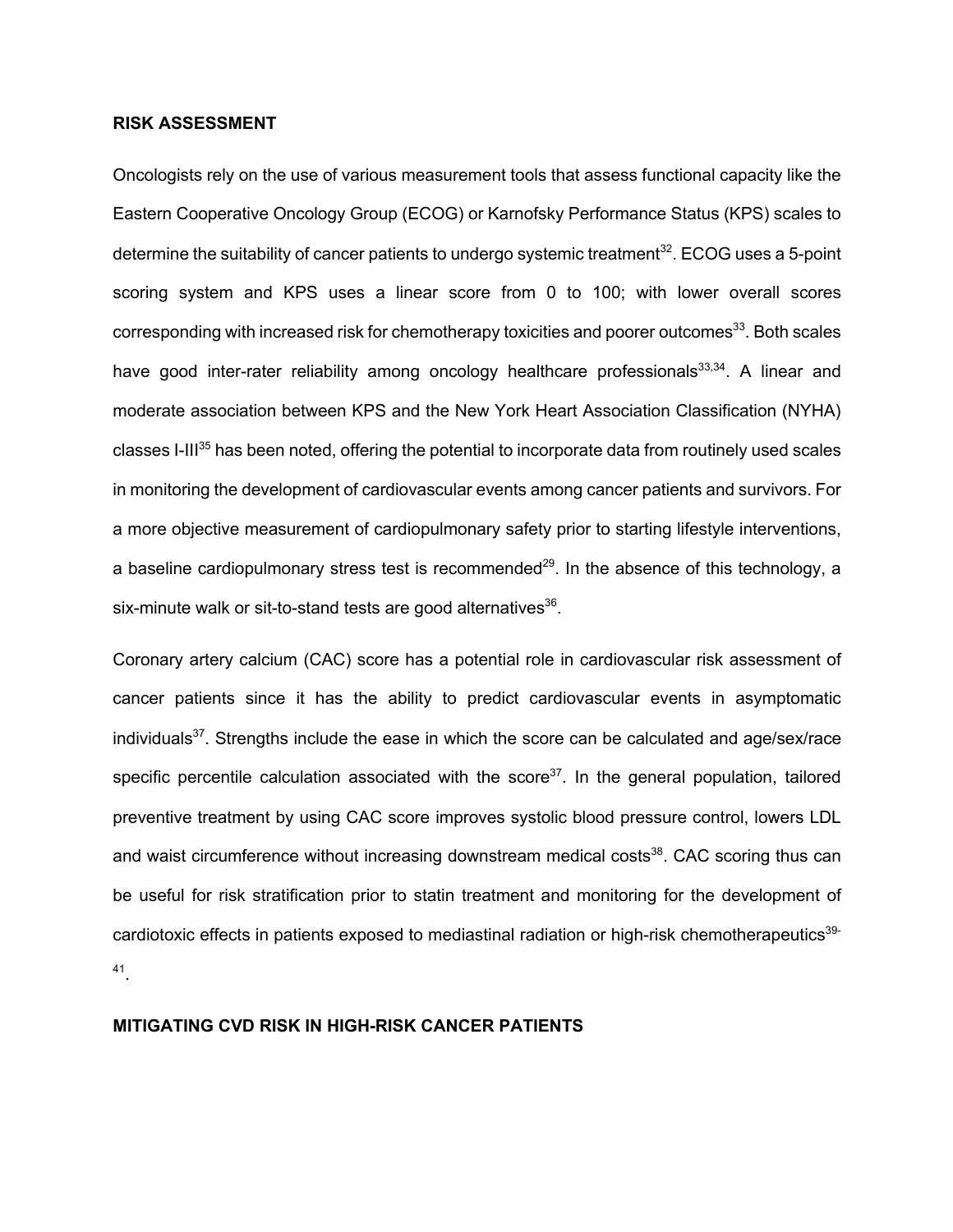## RISK ASSESSMENT

Oncologists rely on the use of various measurement tools that assess functional capacity like the Eastern Cooperative Oncology Group (ECOG) or Karnofsky Performance Status (KPS) scales to determine the suitability of cancer patients to undergo systemic treatment[32]. ECOG uses a 5-point scoring system and KPS uses a linear score from 0 to 100; with lower overall scores corresponding with increased risk for chemotherapy toxicities and poorer outcomes[33]. Both scales have good inter-rater reliability among oncology healthcare professionals[33,34]. A linear and moderate association between KPS and the New York Heart Association Classification (NYHA) classes I-III[35] has been noted, offering the potential to incorporate data from routinely used scales in monitoring the development of cardiovascular events among cancer patients and survivors. For a more objective measurement of cardiopulmonary safety prior to starting lifestyle interventions, a baseline cardiopulmonary stress test is recommended[29]. In the absence of this technology, a six-minute walk or sit-to-stand tests are good alternatives[36].

Coronary artery calcium (CAC) score has a potential role in cardiovascular risk assessment of cancer patients since it has the ability to predict cardiovascular events in asymptomatic individuals[37]. Strengths include the ease in which the score can be calculated and age/sex/race specific percentile calculation associated with the score[37]. In the general population, tailored preventive treatment by using CAC score improves systolic blood pressure control, lowers LDL and waist circumference without increasing downstream medical costs[38]. CAC scoring thus can be useful for risk stratification prior to statin treatment and monitoring for the development of cardiotoxic effects in patients exposed to mediastinal radiation or high-risk chemotherapeutics[39-41].

## MITIGATING CVD RISK IN HIGH-RISK CANCER PATIENTS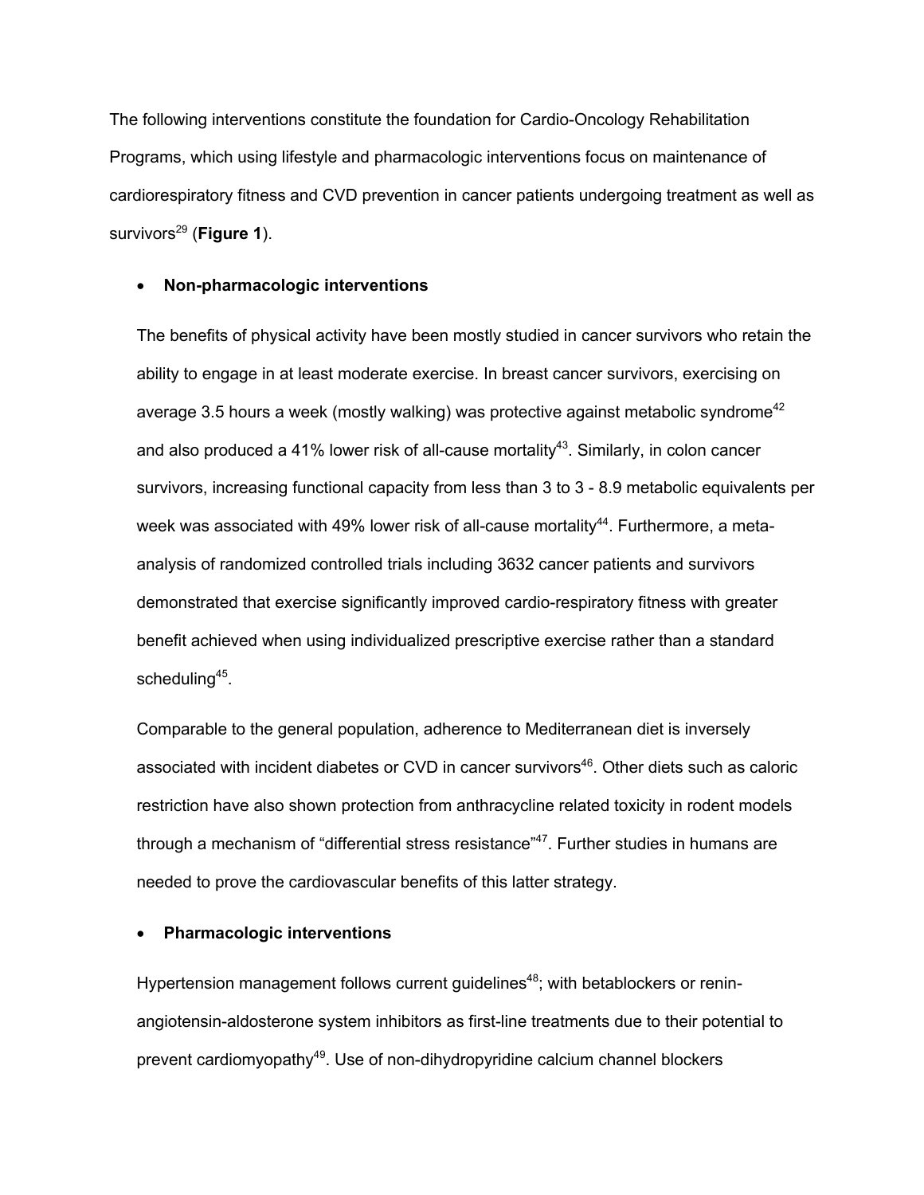The following interventions constitute the foundation for Cardio-Oncology Rehabilitation Programs, which using lifestyle and pharmacologic interventions focus on maintenance of cardiorespiratory fitness and CVD prevention in cancer patients undergoing treatment as well as survivors[29] (**Figure 1**).

- **Non-pharmacologic interventions**

  The benefits of physical activity have been mostly studied in cancer survivors who retain the ability to engage in at least moderate exercise. In breast cancer survivors, exercising on average 3.5 hours a week (mostly walking) was protective against metabolic syndrome[42] and also produced a 41% lower risk of all-cause mortality[43]. Similarly, in colon cancer survivors, increasing functional capacity from less than 3 to 3 - 8.9 metabolic equivalents per week was associated with 49% lower risk of all-cause mortality[44]. Furthermore, a meta-analysis of randomized controlled trials including 3632 cancer patients and survivors demonstrated that exercise significantly improved cardio-respiratory fitness with greater benefit achieved when using individualized prescriptive exercise rather than a standard scheduling[45].

  Comparable to the general population, adherence to Mediterranean diet is inversely associated with incident diabetes or CVD in cancer survivors[46]. Other diets such as caloric restriction have also shown protection from anthracycline related toxicity in rodent models through a mechanism of "differential stress resistance"[47]. Further studies in humans are needed to prove the cardiovascular benefits of this latter strategy.

- **Pharmacologic interventions**

  Hypertension management follows current guidelines[48]; with betablockers or renin-angiotensin-aldosterone system inhibitors as first-line treatments due to their potential to prevent cardiomyopathy[49]. Use of non-dihydropyridine calcium channel blockers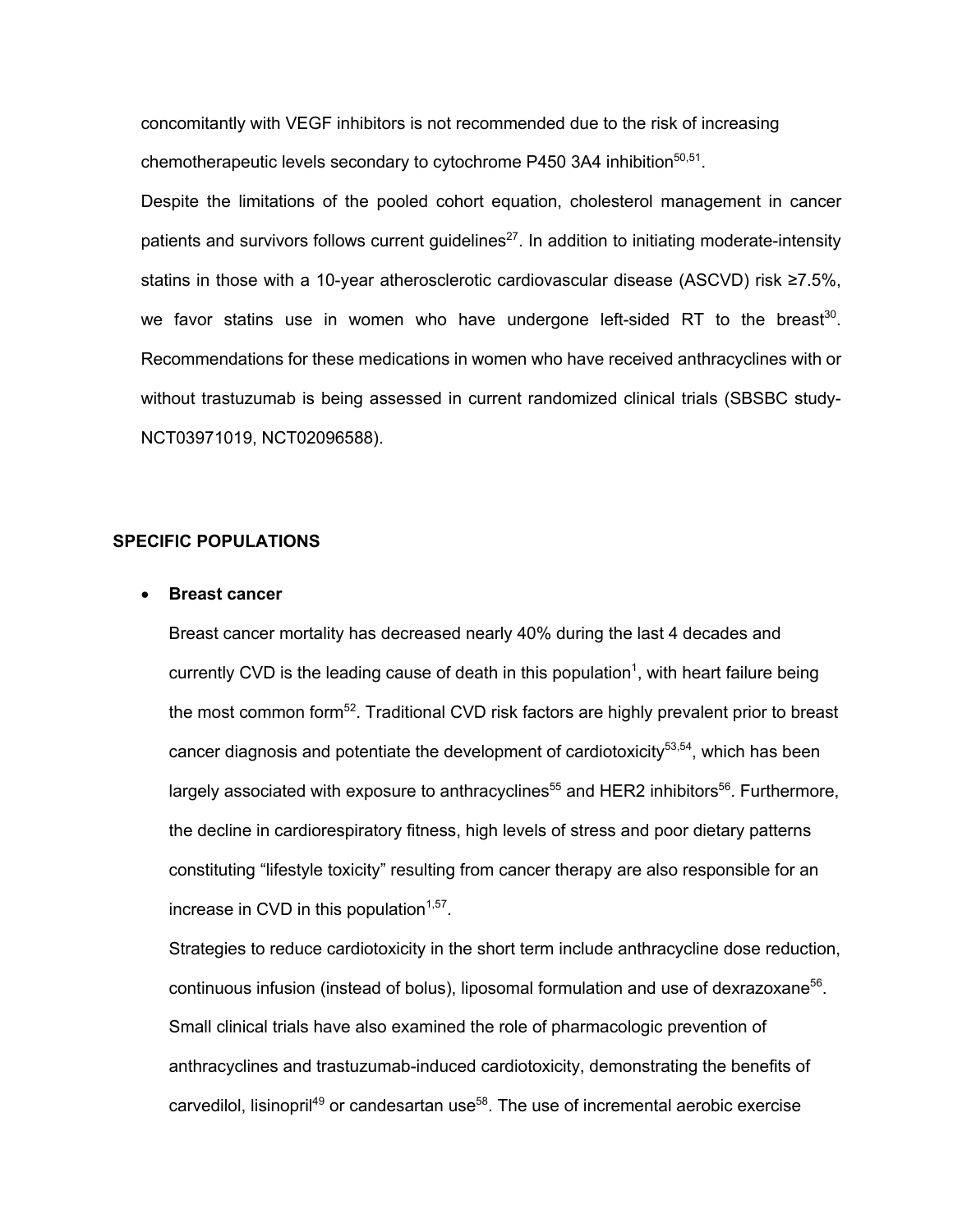concomitantly with VEGF inhibitors is not recommended due to the risk of increasing chemotherapeutic levels secondary to cytochrome P450 3A4 inhibition[50,51].

Despite the limitations of the pooled cohort equation, cholesterol management in cancer patients and survivors follows current guidelines[27]. In addition to initiating moderate-intensity statins in those with a 10-year atherosclerotic cardiovascular disease (ASCVD) risk ≥7.5%, we favor statins use in women who have undergone left-sided RT to the breast[30]. Recommendations for these medications in women who have received anthracyclines with or without trastuzumab is being assessed in current randomized clinical trials (SBSBC study- NCT03971019, NCT02096588).

## SPECIFIC POPULATIONS

- **Breast cancer**

  Breast cancer mortality has decreased nearly 40% during the last 4 decades and currently CVD is the leading cause of death in this population[1], with heart failure being the most common form[52]. Traditional CVD risk factors are highly prevalent prior to breast cancer diagnosis and potentiate the development of cardiotoxicity[53,54], which has been largely associated with exposure to anthracyclines[55] and HER2 inhibitors[56]. Furthermore, the decline in cardiorespiratory fitness, high levels of stress and poor dietary patterns constituting "lifestyle toxicity" resulting from cancer therapy are also responsible for an increase in CVD in this population[1,57].

  Strategies to reduce cardiotoxicity in the short term include anthracycline dose reduction, continuous infusion (instead of bolus), liposomal formulation and use of dexrazoxane[56]. Small clinical trials have also examined the role of pharmacologic prevention of anthracyclines and trastuzumab-induced cardiotoxicity, demonstrating the benefits of carvedilol, lisinopril[49] or candesartan use[58]. The use of incremental aerobic exercise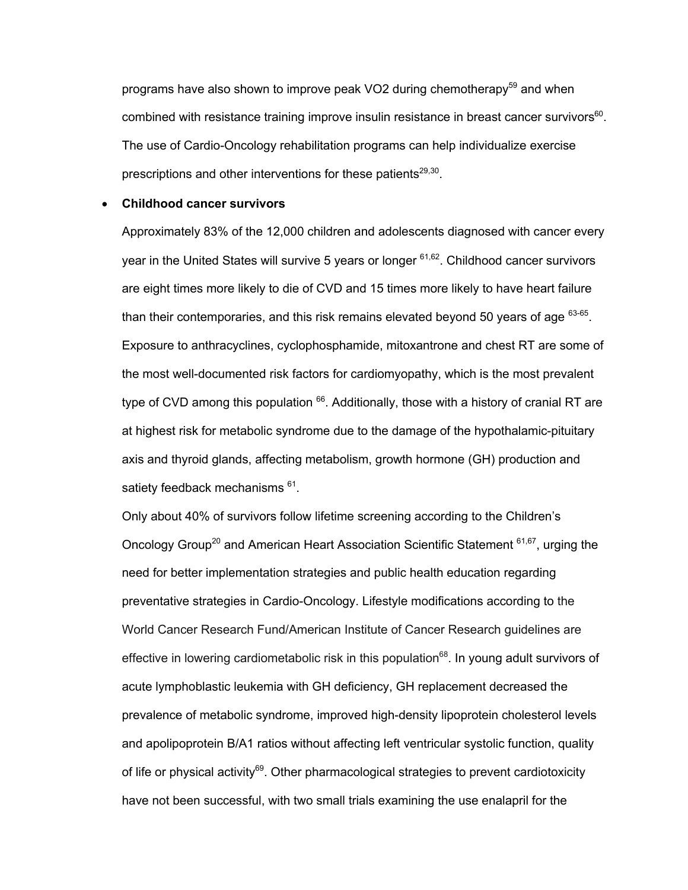programs have also shown to improve peak VO2 during chemotherapy[59] and when combined with resistance training improve insulin resistance in breast cancer survivors[60]. The use of Cardio-Oncology rehabilitation programs can help individualize exercise prescriptions and other interventions for these patients[29,30].

- **Childhood cancer survivors**

  Approximately 83% of the 12,000 children and adolescents diagnosed with cancer every year in the United States will survive 5 years or longer [61,62]. Childhood cancer survivors are eight times more likely to die of CVD and 15 times more likely to have heart failure than their contemporaries, and this risk remains elevated beyond 50 years of age [63-65]. Exposure to anthracyclines, cyclophosphamide, mitoxantrone and chest RT are some of the most well-documented risk factors for cardiomyopathy, which is the most prevalent type of CVD among this population [66]. Additionally, those with a history of cranial RT are at highest risk for metabolic syndrome due to the damage of the hypothalamic-pituitary axis and thyroid glands, affecting metabolism, growth hormone (GH) production and satiety feedback mechanisms [61].

  Only about 40% of survivors follow lifetime screening according to the Children's Oncology Group[20] and American Heart Association Scientific Statement [61,67], urging the need for better implementation strategies and public health education regarding preventative strategies in Cardio-Oncology. Lifestyle modifications according to the World Cancer Research Fund/American Institute of Cancer Research guidelines are effective in lowering cardiometabolic risk in this population[68]. In young adult survivors of acute lymphoblastic leukemia with GH deficiency, GH replacement decreased the prevalence of metabolic syndrome, improved high-density lipoprotein cholesterol levels and apolipoprotein B/A1 ratios without affecting left ventricular systolic function, quality of life or physical activity[69]. Other pharmacological strategies to prevent cardiotoxicity have not been successful, with two small trials examining the use enalapril for the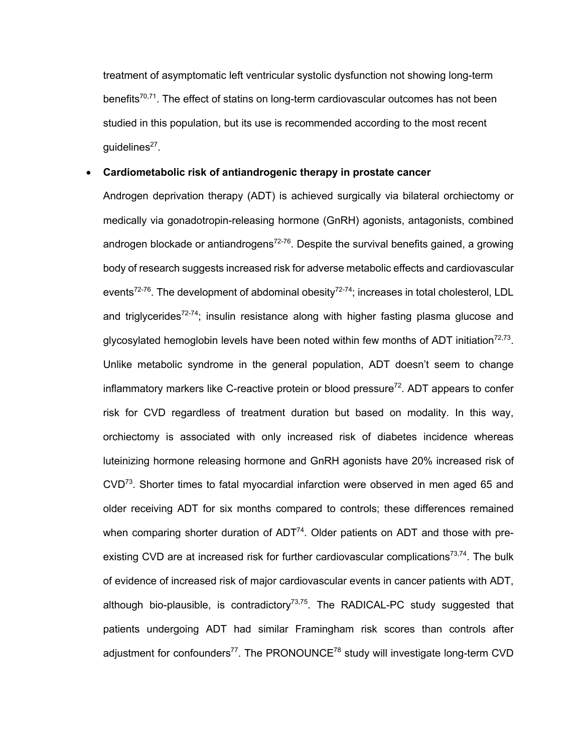treatment of asymptomatic left ventricular systolic dysfunction not showing long-term benefits[70,71]. The effect of statins on long-term cardiovascular outcomes has not been studied in this population, but its use is recommended according to the most recent guidelines[27].

- **Cardiometabolic risk of antiandrogenic therapy in prostate cancer**

  Androgen deprivation therapy (ADT) is achieved surgically via bilateral orchiectomy or medically via gonadotropin-releasing hormone (GnRH) agonists, antagonists, combined androgen blockade or antiandrogens[72-76]. Despite the survival benefits gained, a growing body of research suggests increased risk for adverse metabolic effects and cardiovascular events[72-76]. The development of abdominal obesity[72-74]; increases in total cholesterol, LDL and triglycerides[72-74]; insulin resistance along with higher fasting plasma glucose and glycosylated hemoglobin levels have been noted within few months of ADT initiation[72,73]. Unlike metabolic syndrome in the general population, ADT doesn't seem to change inflammatory markers like C-reactive protein or blood pressure[72]. ADT appears to confer risk for CVD regardless of treatment duration but based on modality. In this way, orchiectomy is associated with only increased risk of diabetes incidence whereas luteinizing hormone releasing hormone and GnRH agonists have 20% increased risk of CVD[73]. Shorter times to fatal myocardial infarction were observed in men aged 65 and older receiving ADT for six months compared to controls; these differences remained when comparing shorter duration of ADT[74]. Older patients on ADT and those with pre-existing CVD are at increased risk for further cardiovascular complications[73,74]. The bulk of evidence of increased risk of major cardiovascular events in cancer patients with ADT, although bio-plausible, is contradictory[73,75]. The RADICAL-PC study suggested that patients undergoing ADT had similar Framingham risk scores than controls after adjustment for confounders[77]. The PRONOUNCE[78] study will investigate long-term CVD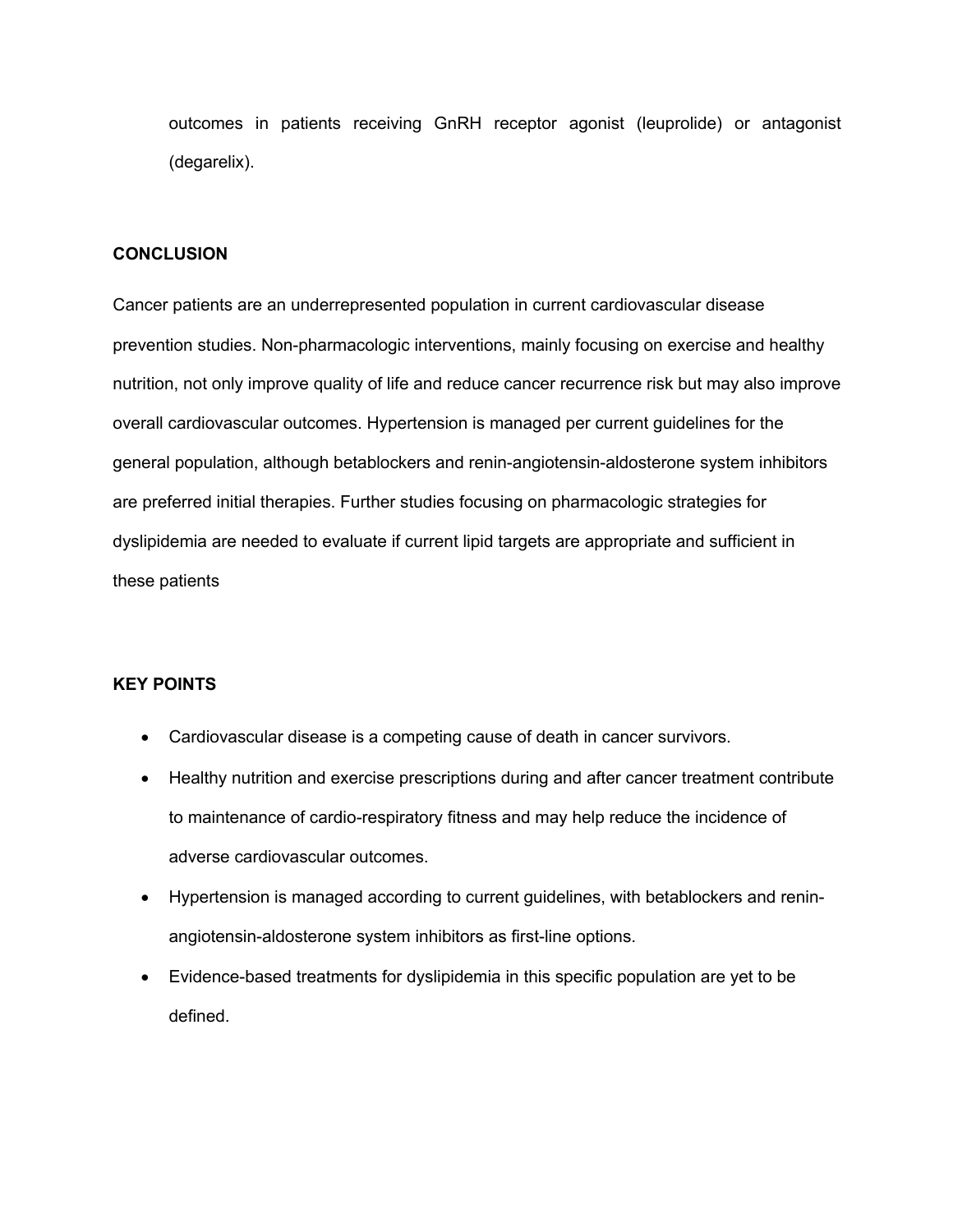outcomes in patients receiving GnRH receptor agonist (leuprolide) or antagonist (degarelix).

## CONCLUSION

Cancer patients are an underrepresented population in current cardiovascular disease prevention studies. Non-pharmacologic interventions, mainly focusing on exercise and healthy nutrition, not only improve quality of life and reduce cancer recurrence risk but may also improve overall cardiovascular outcomes. Hypertension is managed per current guidelines for the general population, although betablockers and renin-angiotensin-aldosterone system inhibitors are preferred initial therapies. Further studies focusing on pharmacologic strategies for dyslipidemia are needed to evaluate if current lipid targets are appropriate and sufficient in these patients

## KEY POINTS

- Cardiovascular disease is a competing cause of death in cancer survivors.
- Healthy nutrition and exercise prescriptions during and after cancer treatment contribute to maintenance of cardio-respiratory fitness and may help reduce the incidence of adverse cardiovascular outcomes.
- Hypertension is managed according to current guidelines, with betablockers and renin-angiotensin-aldosterone system inhibitors as first-line options.
- Evidence-based treatments for dyslipidemia in this specific population are yet to be defined.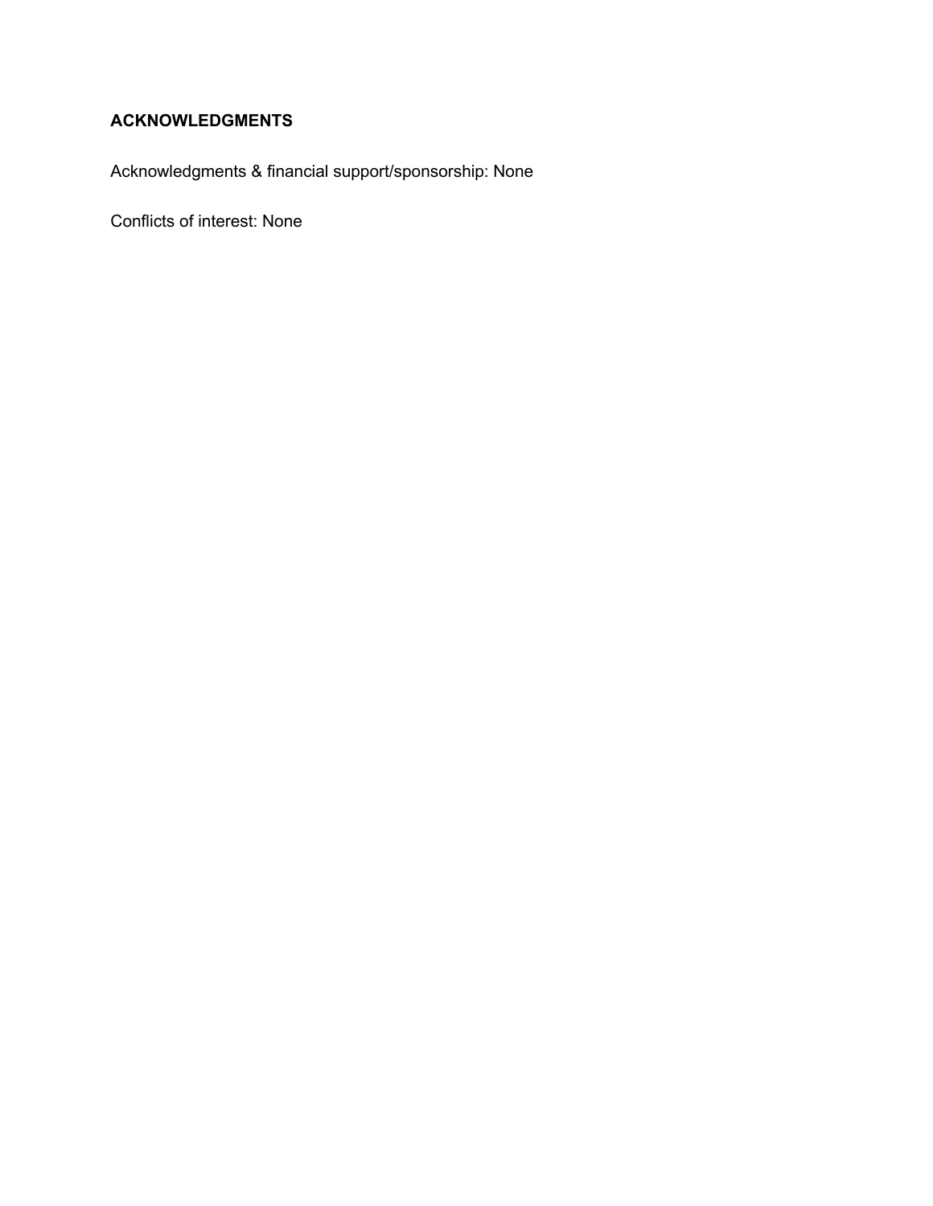## ACKNOWLEDGMENTS

Acknowledgments & financial support/sponsorship: None

Conflicts of interest: None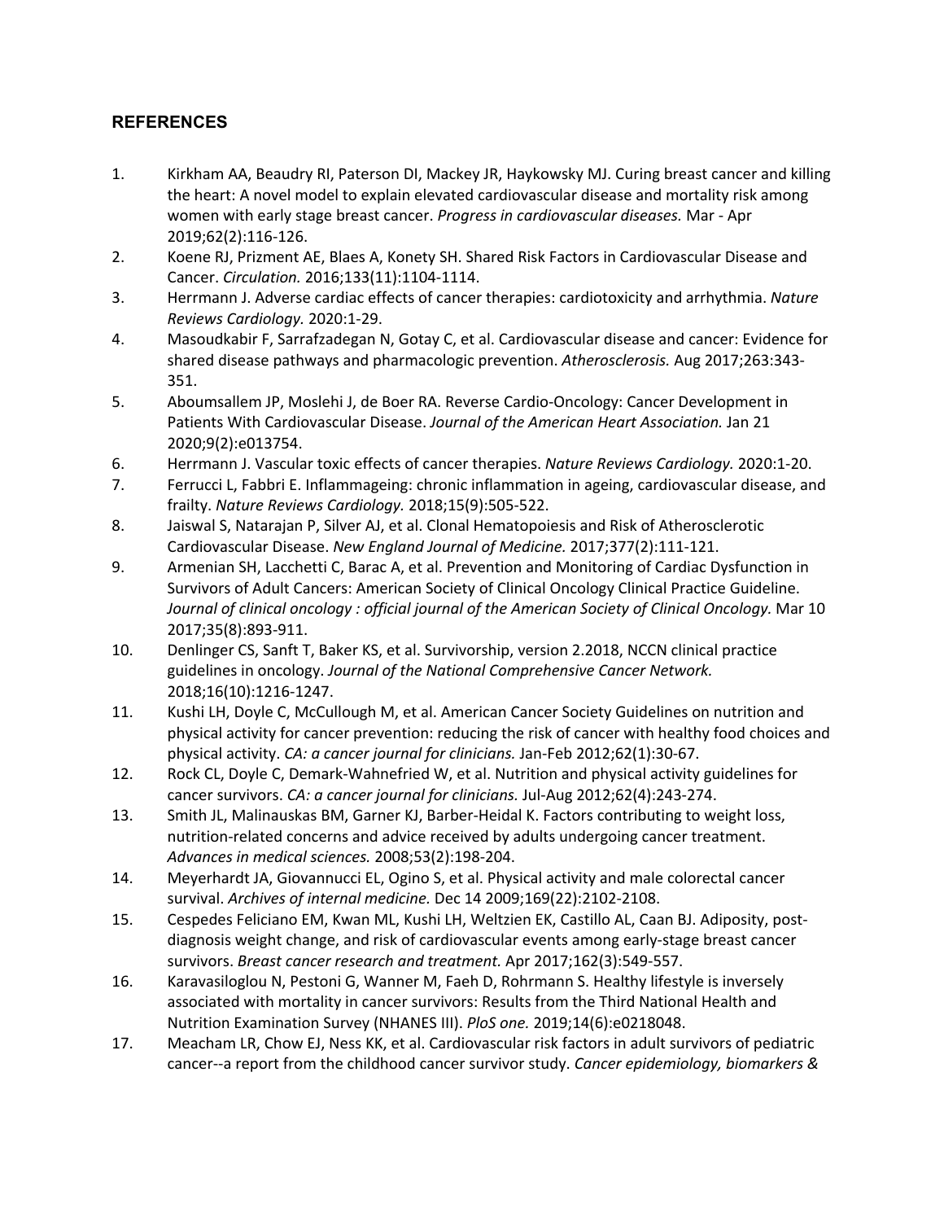## REFERENCES

1. Kirkham AA, Beaudry RI, Paterson DI, Mackey JR, Haykowsky MJ. Curing breast cancer and killing the heart: A novel model to explain elevated cardiovascular disease and mortality risk among women with early stage breast cancer. *Progress in cardiovascular diseases.* Mar - Apr 2019;62(2):116-126.
2. Koene RJ, Prizment AE, Blaes A, Konety SH. Shared Risk Factors in Cardiovascular Disease and Cancer. *Circulation.* 2016;133(11):1104-1114.
3. Herrmann J. Adverse cardiac effects of cancer therapies: cardiotoxicity and arrhythmia. *Nature Reviews Cardiology.* 2020:1-29.
4. Masoudkabir F, Sarrafzadegan N, Gotay C, et al. Cardiovascular disease and cancer: Evidence for shared disease pathways and pharmacologic prevention. *Atherosclerosis.* Aug 2017;263:343-351.
5. Aboumsallem JP, Moslehi J, de Boer RA. Reverse Cardio-Oncology: Cancer Development in Patients With Cardiovascular Disease. *Journal of the American Heart Association.* Jan 21 2020;9(2):e013754.
6. Herrmann J. Vascular toxic effects of cancer therapies. *Nature Reviews Cardiology.* 2020:1-20.
7. Ferrucci L, Fabbri E. Inflammageing: chronic inflammation in ageing, cardiovascular disease, and frailty. *Nature Reviews Cardiology.* 2018;15(9):505-522.
8. Jaiswal S, Natarajan P, Silver AJ, et al. Clonal Hematopoiesis and Risk of Atherosclerotic Cardiovascular Disease. *New England Journal of Medicine.* 2017;377(2):111-121.
9. Armenian SH, Lacchetti C, Barac A, et al. Prevention and Monitoring of Cardiac Dysfunction in Survivors of Adult Cancers: American Society of Clinical Oncology Clinical Practice Guideline. *Journal of clinical oncology : official journal of the American Society of Clinical Oncology.* Mar 10 2017;35(8):893-911.
10. Denlinger CS, Sanft T, Baker KS, et al. Survivorship, version 2.2018, NCCN clinical practice guidelines in oncology. *Journal of the National Comprehensive Cancer Network.* 2018;16(10):1216-1247.
11. Kushi LH, Doyle C, McCullough M, et al. American Cancer Society Guidelines on nutrition and physical activity for cancer prevention: reducing the risk of cancer with healthy food choices and physical activity. *CA: a cancer journal for clinicians.* Jan-Feb 2012;62(1):30-67.
12. Rock CL, Doyle C, Demark-Wahnefried W, et al. Nutrition and physical activity guidelines for cancer survivors. *CA: a cancer journal for clinicians.* Jul-Aug 2012;62(4):243-274.
13. Smith JL, Malinauskas BM, Garner KJ, Barber-Heidal K. Factors contributing to weight loss, nutrition-related concerns and advice received by adults undergoing cancer treatment. *Advances in medical sciences.* 2008;53(2):198-204.
14. Meyerhardt JA, Giovannucci EL, Ogino S, et al. Physical activity and male colorectal cancer survival. *Archives of internal medicine.* Dec 14 2009;169(22):2102-2108.
15. Cespedes Feliciano EM, Kwan ML, Kushi LH, Weltzien EK, Castillo AL, Caan BJ. Adiposity, post-diagnosis weight change, and risk of cardiovascular events among early-stage breast cancer survivors. *Breast cancer research and treatment.* Apr 2017;162(3):549-557.
16. Karavasiloglou N, Pestoni G, Wanner M, Faeh D, Rohrmann S. Healthy lifestyle is inversely associated with mortality in cancer survivors: Results from the Third National Health and Nutrition Examination Survey (NHANES III). *PloS one.* 2019;14(6):e0218048.
17. Meacham LR, Chow EJ, Ness KK, et al. Cardiovascular risk factors in adult survivors of pediatric cancer--a report from the childhood cancer survivor study. *Cancer epidemiology, biomarkers &*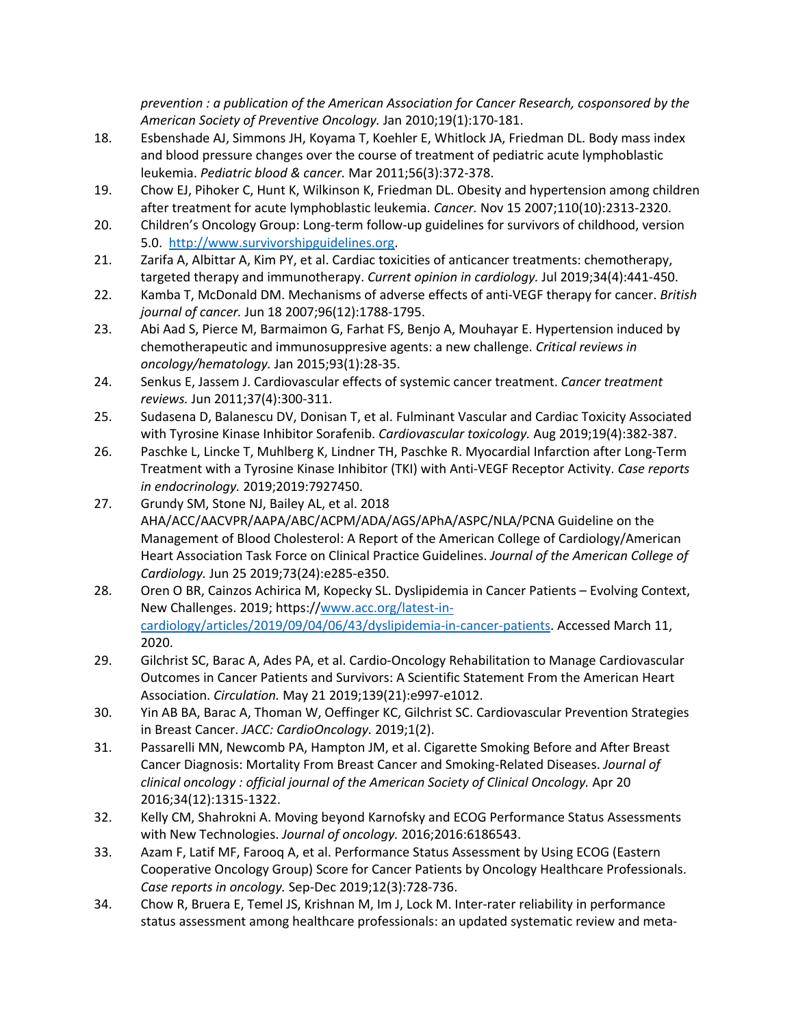*prevention : a publication of the American Association for Cancer Research, cosponsored by the American Society of Preventive Oncology.* Jan 2010;19(1):170-181.

18. Esbenshade AJ, Simmons JH, Koyama T, Koehler E, Whitlock JA, Friedman DL. Body mass index and blood pressure changes over the course of treatment of pediatric acute lymphoblastic leukemia. *Pediatric blood & cancer.* Mar 2011;56(3):372-378.
19. Chow EJ, Pihoker C, Hunt K, Wilkinson K, Friedman DL. Obesity and hypertension among children after treatment for acute lymphoblastic leukemia. *Cancer.* Nov 15 2007;110(10):2313-2320.
20. Children's Oncology Group: Long-term follow-up guidelines for survivors of childhood, version 5.0. http://www.survivorshipguidelines.org.
21. Zarifa A, Albittar A, Kim PY, et al. Cardiac toxicities of anticancer treatments: chemotherapy, targeted therapy and immunotherapy. *Current opinion in cardiology.* Jul 2019;34(4):441-450.
22. Kamba T, McDonald DM. Mechanisms of adverse effects of anti-VEGF therapy for cancer. *British journal of cancer.* Jun 18 2007;96(12):1788-1795.
23. Abi Aad S, Pierce M, Barmaimon G, Farhat FS, Benjo A, Mouhayar E. Hypertension induced by chemotherapeutic and immunosuppresive agents: a new challenge. *Critical reviews in oncology/hematology.* Jan 2015;93(1):28-35.
24. Senkus E, Jassem J. Cardiovascular effects of systemic cancer treatment. *Cancer treatment reviews.* Jun 2011;37(4):300-311.
25. Sudasena D, Balanescu DV, Donisan T, et al. Fulminant Vascular and Cardiac Toxicity Associated with Tyrosine Kinase Inhibitor Sorafenib. *Cardiovascular toxicology.* Aug 2019;19(4):382-387.
26. Paschke L, Lincke T, Muhlberg K, Lindner TH, Paschke R. Myocardial Infarction after Long-Term Treatment with a Tyrosine Kinase Inhibitor (TKI) with Anti-VEGF Receptor Activity. *Case reports in endocrinology.* 2019;2019:7927450.
27. Grundy SM, Stone NJ, Bailey AL, et al. 2018 AHA/ACC/AACVPR/AAPA/ABC/ACPM/ADA/AGS/APhA/ASPC/NLA/PCNA Guideline on the Management of Blood Cholesterol: A Report of the American College of Cardiology/American Heart Association Task Force on Clinical Practice Guidelines. *Journal of the American College of Cardiology.* Jun 25 2019;73(24):e285-e350.
28. Oren O BR, Cainzos Achirica M, Kopecky SL. Dyslipidemia in Cancer Patients – Evolving Context, New Challenges. 2019; https://www.acc.org/latest-in-cardiology/articles/2019/09/04/06/43/dyslipidemia-in-cancer-patients. Accessed March 11, 2020.
29. Gilchrist SC, Barac A, Ades PA, et al. Cardio-Oncology Rehabilitation to Manage Cardiovascular Outcomes in Cancer Patients and Survivors: A Scientific Statement From the American Heart Association. *Circulation.* May 21 2019;139(21):e997-e1012.
30. Yin AB BA, Barac A, Thoman W, Oeffinger KC, Gilchrist SC. Cardiovascular Prevention Strategies in Breast Cancer. *JACC: CardioOncology.* 2019;1(2).
31. Passarelli MN, Newcomb PA, Hampton JM, et al. Cigarette Smoking Before and After Breast Cancer Diagnosis: Mortality From Breast Cancer and Smoking-Related Diseases. *Journal of clinical oncology : official journal of the American Society of Clinical Oncology.* Apr 20 2016;34(12):1315-1322.
32. Kelly CM, Shahrokni A. Moving beyond Karnofsky and ECOG Performance Status Assessments with New Technologies. *Journal of oncology.* 2016;2016:6186543.
33. Azam F, Latif MF, Farooq A, et al. Performance Status Assessment by Using ECOG (Eastern Cooperative Oncology Group) Score for Cancer Patients by Oncology Healthcare Professionals. *Case reports in oncology.* Sep-Dec 2019;12(3):728-736.
34. Chow R, Bruera E, Temel JS, Krishnan M, Im J, Lock M. Inter-rater reliability in performance status assessment among healthcare professionals: an updated systematic review and meta-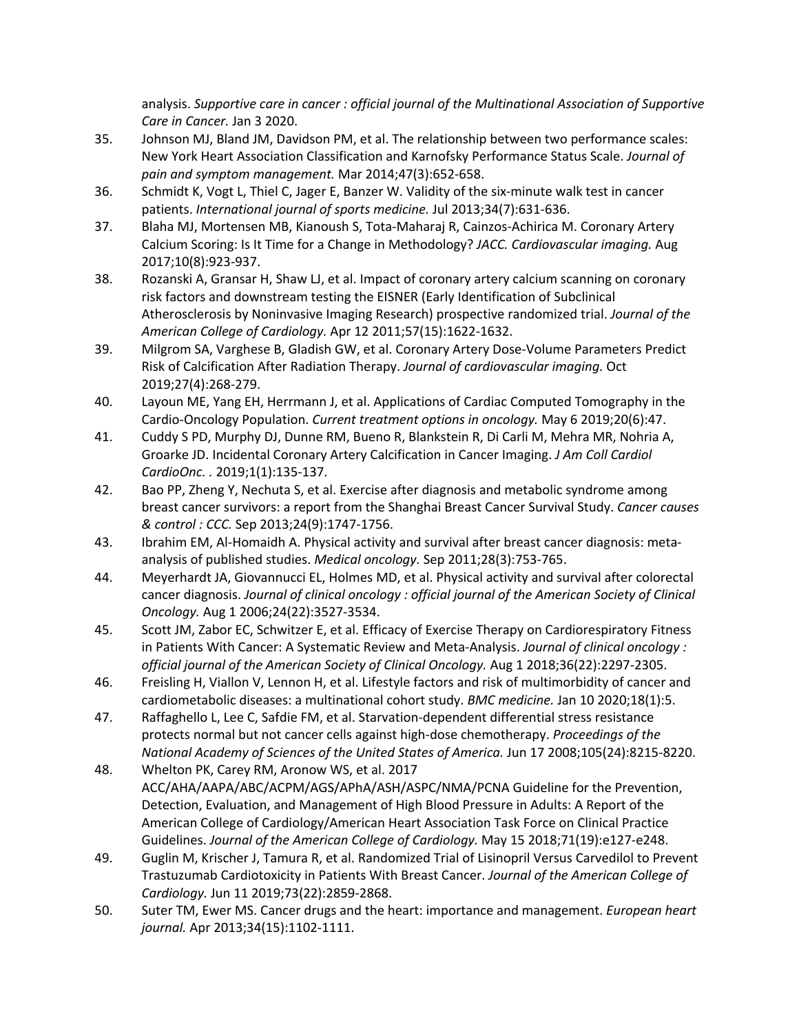analysis. *Supportive care in cancer : official journal of the Multinational Association of Supportive Care in Cancer.* Jan 3 2020.

35. Johnson MJ, Bland JM, Davidson PM, et al. The relationship between two performance scales: New York Heart Association Classification and Karnofsky Performance Status Scale. *Journal of pain and symptom management.* Mar 2014;47(3):652-658.
36. Schmidt K, Vogt L, Thiel C, Jager E, Banzer W. Validity of the six-minute walk test in cancer patients. *International journal of sports medicine.* Jul 2013;34(7):631-636.
37. Blaha MJ, Mortensen MB, Kianoush S, Tota-Maharaj R, Cainzos-Achirica M. Coronary Artery Calcium Scoring: Is It Time for a Change in Methodology? *JACC. Cardiovascular imaging.* Aug 2017;10(8):923-937.
38. Rozanski A, Gransar H, Shaw LJ, et al. Impact of coronary artery calcium scanning on coronary risk factors and downstream testing the EISNER (Early Identification of Subclinical Atherosclerosis by Noninvasive Imaging Research) prospective randomized trial. *Journal of the American College of Cardiology.* Apr 12 2011;57(15):1622-1632.
39. Milgrom SA, Varghese B, Gladish GW, et al. Coronary Artery Dose-Volume Parameters Predict Risk of Calcification After Radiation Therapy. *Journal of cardiovascular imaging.* Oct 2019;27(4):268-279.
40. Layoun ME, Yang EH, Herrmann J, et al. Applications of Cardiac Computed Tomography in the Cardio-Oncology Population. *Current treatment options in oncology.* May 6 2019;20(6):47.
41. Cuddy S PD, Murphy DJ, Dunne RM, Bueno R, Blankstein R, Di Carli M, Mehra MR, Nohria A, Groarke JD. Incidental Coronary Artery Calcification in Cancer Imaging. *J Am Coll Cardiol CardioOnc. .* 2019;1(1):135-137.
42. Bao PP, Zheng Y, Nechuta S, et al. Exercise after diagnosis and metabolic syndrome among breast cancer survivors: a report from the Shanghai Breast Cancer Survival Study. *Cancer causes & control : CCC.* Sep 2013;24(9):1747-1756.
43. Ibrahim EM, Al-Homaidh A. Physical activity and survival after breast cancer diagnosis: meta-analysis of published studies. *Medical oncology.* Sep 2011;28(3):753-765.
44. Meyerhardt JA, Giovannucci EL, Holmes MD, et al. Physical activity and survival after colorectal cancer diagnosis. *Journal of clinical oncology : official journal of the American Society of Clinical Oncology.* Aug 1 2006;24(22):3527-3534.
45. Scott JM, Zabor EC, Schwitzer E, et al. Efficacy of Exercise Therapy on Cardiorespiratory Fitness in Patients With Cancer: A Systematic Review and Meta-Analysis. *Journal of clinical oncology : official journal of the American Society of Clinical Oncology.* Aug 1 2018;36(22):2297-2305.
46. Freisling H, Viallon V, Lennon H, et al. Lifestyle factors and risk of multimorbidity of cancer and cardiometabolic diseases: a multinational cohort study. *BMC medicine.* Jan 10 2020;18(1):5.
47. Raffaghello L, Lee C, Safdie FM, et al. Starvation-dependent differential stress resistance protects normal but not cancer cells against high-dose chemotherapy. *Proceedings of the National Academy of Sciences of the United States of America.* Jun 17 2008;105(24):8215-8220.
48. Whelton PK, Carey RM, Aronow WS, et al. 2017 ACC/AHA/AAPA/ABC/ACPM/AGS/APhA/ASH/ASPC/NMA/PCNA Guideline for the Prevention, Detection, Evaluation, and Management of High Blood Pressure in Adults: A Report of the American College of Cardiology/American Heart Association Task Force on Clinical Practice Guidelines. *Journal of the American College of Cardiology.* May 15 2018;71(19):e127-e248.
49. Guglin M, Krischer J, Tamura R, et al. Randomized Trial of Lisinopril Versus Carvedilol to Prevent Trastuzumab Cardiotoxicity in Patients With Breast Cancer. *Journal of the American College of Cardiology.* Jun 11 2019;73(22):2859-2868.
50. Suter TM, Ewer MS. Cancer drugs and the heart: importance and management. *European heart journal.* Apr 2013;34(15):1102-1111.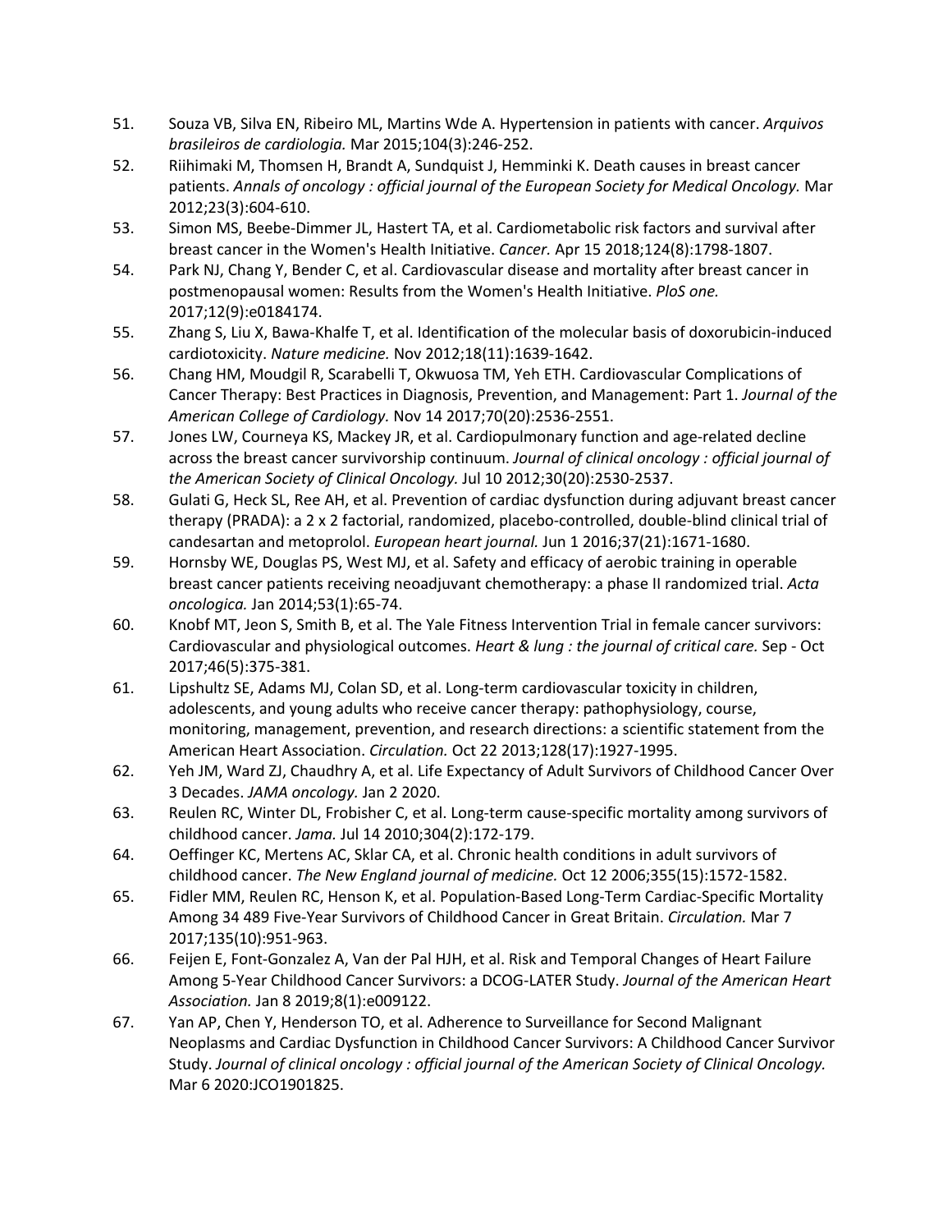51. Souza VB, Silva EN, Ribeiro ML, Martins Wde A. Hypertension in patients with cancer. *Arquivos brasileiros de cardiologia.* Mar 2015;104(3):246-252.
52. Riihimaki M, Thomsen H, Brandt A, Sundquist J, Hemminki K. Death causes in breast cancer patients. *Annals of oncology : official journal of the European Society for Medical Oncology.* Mar 2012;23(3):604-610.
53. Simon MS, Beebe-Dimmer JL, Hastert TA, et al. Cardiometabolic risk factors and survival after breast cancer in the Women's Health Initiative. *Cancer.* Apr 15 2018;124(8):1798-1807.
54. Park NJ, Chang Y, Bender C, et al. Cardiovascular disease and mortality after breast cancer in postmenopausal women: Results from the Women's Health Initiative. *PloS one.* 2017;12(9):e0184174.
55. Zhang S, Liu X, Bawa-Khalfe T, et al. Identification of the molecular basis of doxorubicin-induced cardiotoxicity. *Nature medicine.* Nov 2012;18(11):1639-1642.
56. Chang HM, Moudgil R, Scarabelli T, Okwuosa TM, Yeh ETH. Cardiovascular Complications of Cancer Therapy: Best Practices in Diagnosis, Prevention, and Management: Part 1. *Journal of the American College of Cardiology.* Nov 14 2017;70(20):2536-2551.
57. Jones LW, Courneya KS, Mackey JR, et al. Cardiopulmonary function and age-related decline across the breast cancer survivorship continuum. *Journal of clinical oncology : official journal of the American Society of Clinical Oncology.* Jul 10 2012;30(20):2530-2537.
58. Gulati G, Heck SL, Ree AH, et al. Prevention of cardiac dysfunction during adjuvant breast cancer therapy (PRADA): a 2 x 2 factorial, randomized, placebo-controlled, double-blind clinical trial of candesartan and metoprolol. *European heart journal.* Jun 1 2016;37(21):1671-1680.
59. Hornsby WE, Douglas PS, West MJ, et al. Safety and efficacy of aerobic training in operable breast cancer patients receiving neoadjuvant chemotherapy: a phase II randomized trial. *Acta oncologica.* Jan 2014;53(1):65-74.
60. Knobf MT, Jeon S, Smith B, et al. The Yale Fitness Intervention Trial in female cancer survivors: Cardiovascular and physiological outcomes. *Heart & lung : the journal of critical care.* Sep - Oct 2017;46(5):375-381.
61. Lipshultz SE, Adams MJ, Colan SD, et al. Long-term cardiovascular toxicity in children, adolescents, and young adults who receive cancer therapy: pathophysiology, course, monitoring, management, prevention, and research directions: a scientific statement from the American Heart Association. *Circulation.* Oct 22 2013;128(17):1927-1995.
62. Yeh JM, Ward ZJ, Chaudhry A, et al. Life Expectancy of Adult Survivors of Childhood Cancer Over 3 Decades. *JAMA oncology.* Jan 2 2020.
63. Reulen RC, Winter DL, Frobisher C, et al. Long-term cause-specific mortality among survivors of childhood cancer. *Jama.* Jul 14 2010;304(2):172-179.
64. Oeffinger KC, Mertens AC, Sklar CA, et al. Chronic health conditions in adult survivors of childhood cancer. *The New England journal of medicine.* Oct 12 2006;355(15):1572-1582.
65. Fidler MM, Reulen RC, Henson K, et al. Population-Based Long-Term Cardiac-Specific Mortality Among 34 489 Five-Year Survivors of Childhood Cancer in Great Britain. *Circulation.* Mar 7 2017;135(10):951-963.
66. Feijen E, Font-Gonzalez A, Van der Pal HJH, et al. Risk and Temporal Changes of Heart Failure Among 5-Year Childhood Cancer Survivors: a DCOG-LATER Study. *Journal of the American Heart Association.* Jan 8 2019;8(1):e009122.
67. Yan AP, Chen Y, Henderson TO, et al. Adherence to Surveillance for Second Malignant Neoplasms and Cardiac Dysfunction in Childhood Cancer Survivors: A Childhood Cancer Survivor Study. *Journal of clinical oncology : official journal of the American Society of Clinical Oncology.* Mar 6 2020:JCO1901825.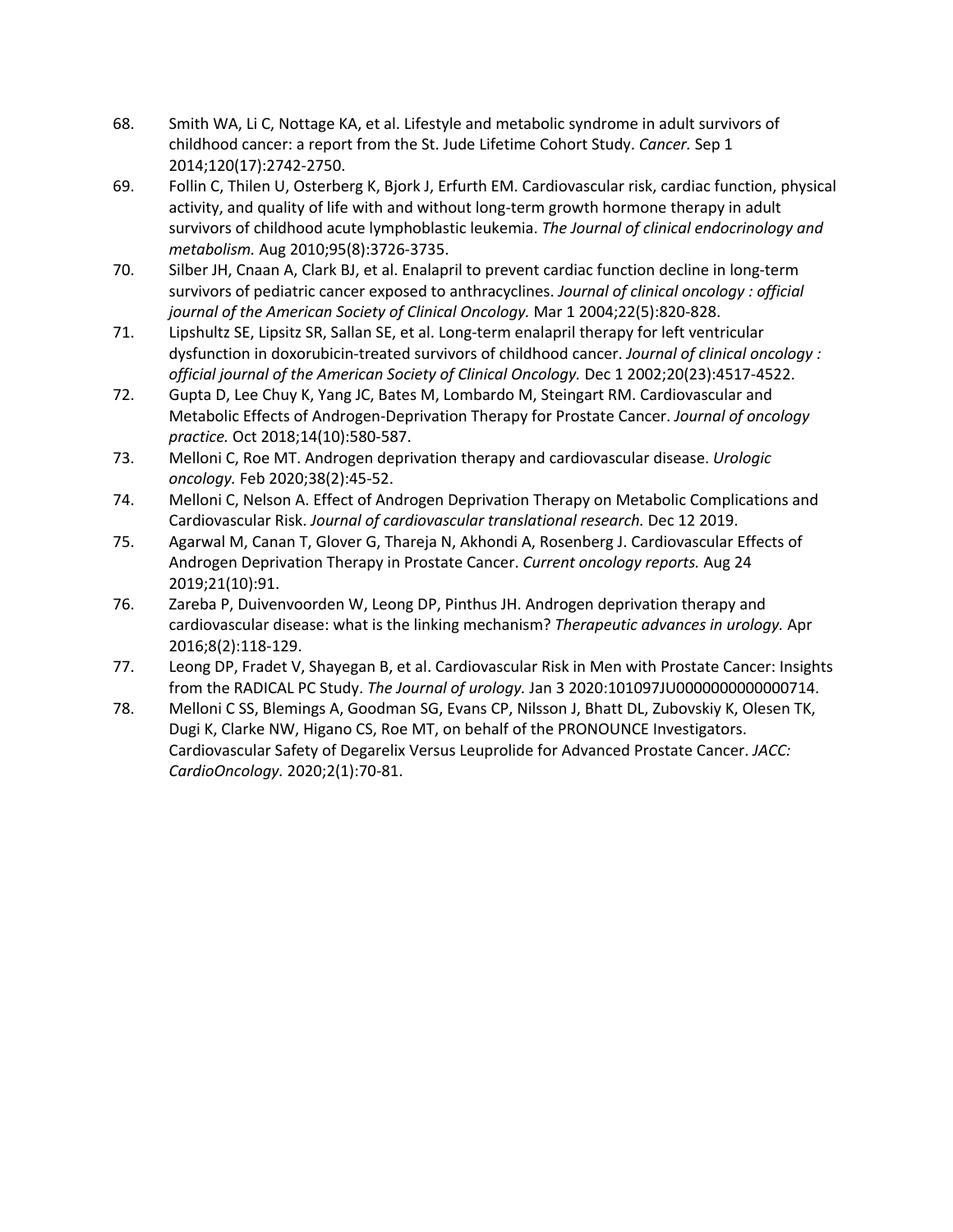68. Smith WA, Li C, Nottage KA, et al. Lifestyle and metabolic syndrome in adult survivors of childhood cancer: a report from the St. Jude Lifetime Cohort Study. *Cancer.* Sep 1 2014;120(17):2742-2750.
69. Follin C, Thilen U, Osterberg K, Bjork J, Erfurth EM. Cardiovascular risk, cardiac function, physical activity, and quality of life with and without long-term growth hormone therapy in adult survivors of childhood acute lymphoblastic leukemia. *The Journal of clinical endocrinology and metabolism.* Aug 2010;95(8):3726-3735.
70. Silber JH, Cnaan A, Clark BJ, et al. Enalapril to prevent cardiac function decline in long-term survivors of pediatric cancer exposed to anthracyclines. *Journal of clinical oncology : official journal of the American Society of Clinical Oncology.* Mar 1 2004;22(5):820-828.
71. Lipshultz SE, Lipsitz SR, Sallan SE, et al. Long-term enalapril therapy for left ventricular dysfunction in doxorubicin-treated survivors of childhood cancer. *Journal of clinical oncology : official journal of the American Society of Clinical Oncology.* Dec 1 2002;20(23):4517-4522.
72. Gupta D, Lee Chuy K, Yang JC, Bates M, Lombardo M, Steingart RM. Cardiovascular and Metabolic Effects of Androgen-Deprivation Therapy for Prostate Cancer. *Journal of oncology practice.* Oct 2018;14(10):580-587.
73. Melloni C, Roe MT. Androgen deprivation therapy and cardiovascular disease. *Urologic oncology.* Feb 2020;38(2):45-52.
74. Melloni C, Nelson A. Effect of Androgen Deprivation Therapy on Metabolic Complications and Cardiovascular Risk. *Journal of cardiovascular translational research.* Dec 12 2019.
75. Agarwal M, Canan T, Glover G, Thareja N, Akhondi A, Rosenberg J. Cardiovascular Effects of Androgen Deprivation Therapy in Prostate Cancer. *Current oncology reports.* Aug 24 2019;21(10):91.
76. Zareba P, Duivenvoorden W, Leong DP, Pinthus JH. Androgen deprivation therapy and cardiovascular disease: what is the linking mechanism? *Therapeutic advances in urology.* Apr 2016;8(2):118-129.
77. Leong DP, Fradet V, Shayegan B, et al. Cardiovascular Risk in Men with Prostate Cancer: Insights from the RADICAL PC Study. *The Journal of urology.* Jan 3 2020:101097JU0000000000000714.
78. Melloni C SS, Blemings A, Goodman SG, Evans CP, Nilsson J, Bhatt DL, Zubovskiy K, Olesen TK, Dugi K, Clarke NW, Higano CS, Roe MT, on behalf of the PRONOUNCE Investigators. Cardiovascular Safety of Degarelix Versus Leuprolide for Advanced Prostate Cancer. *JACC: CardioOncology.* 2020;2(1):70-81.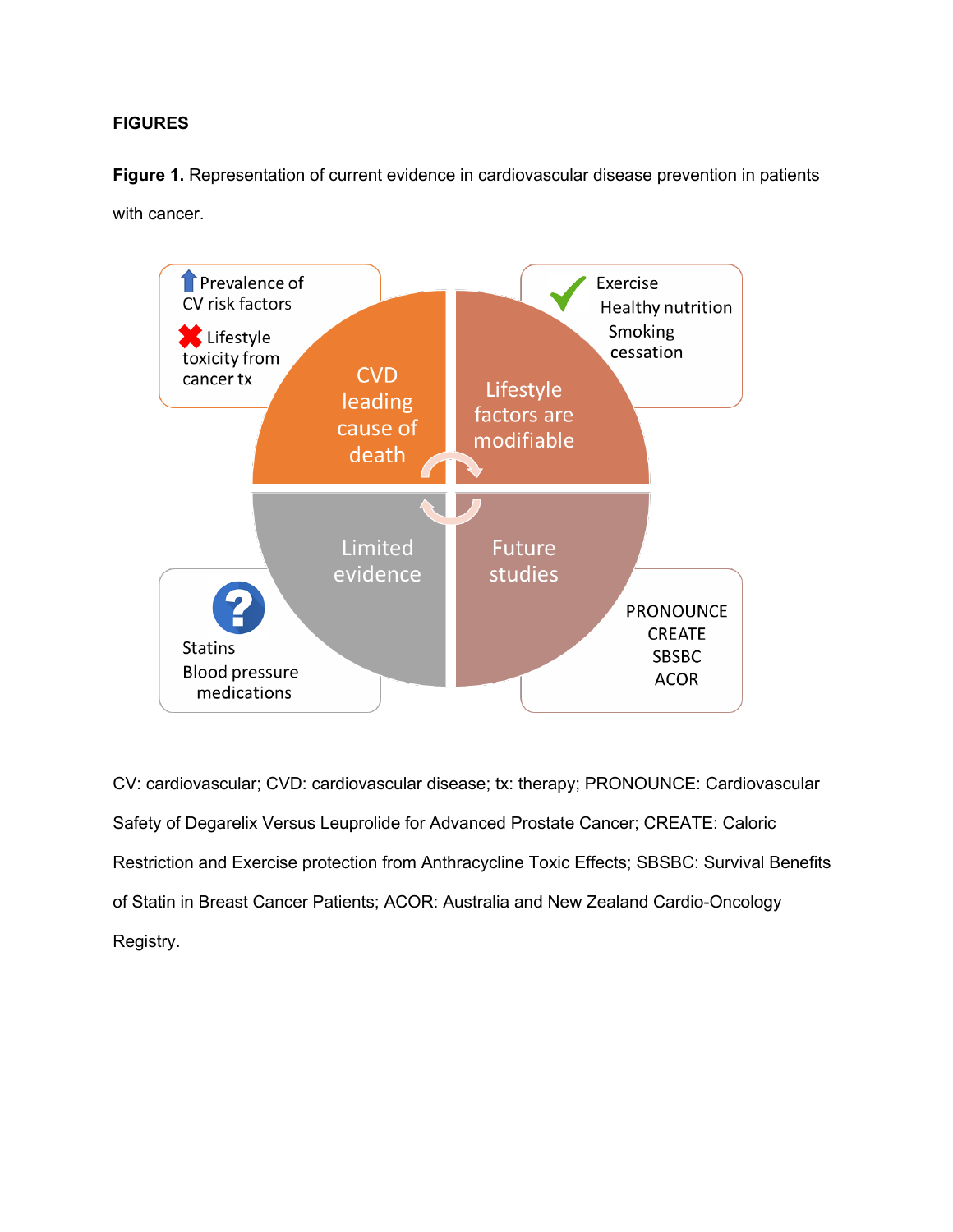**FIGURES**

**Figure 1.** Representation of current evidence in cardiovascular disease prevention in patients with cancer.

Prevalence of CV risk factors

Lifestyle toxicity from cancer tx

CVD leading cause of death

Exercise

Healthy nutrition

Smoking cessation

Lifestyle factors are modifiable

Limited evidence

Statins

Blood pressure medications

Future studies

PRONOUNCE

CREATE

SBSBC

ACOR

CV: cardiovascular; CVD: cardiovascular disease; tx: therapy; PRONOUNCE: Cardiovascular Safety of Degarelix Versus Leuprolide for Advanced Prostate Cancer; CREATE: Caloric Restriction and Exercise protection from Anthracycline Toxic Effects; SBSBC: Survival Benefits of Statin in Breast Cancer Patients; ACOR: Australia and New Zealand Cardio-Oncology Registry.